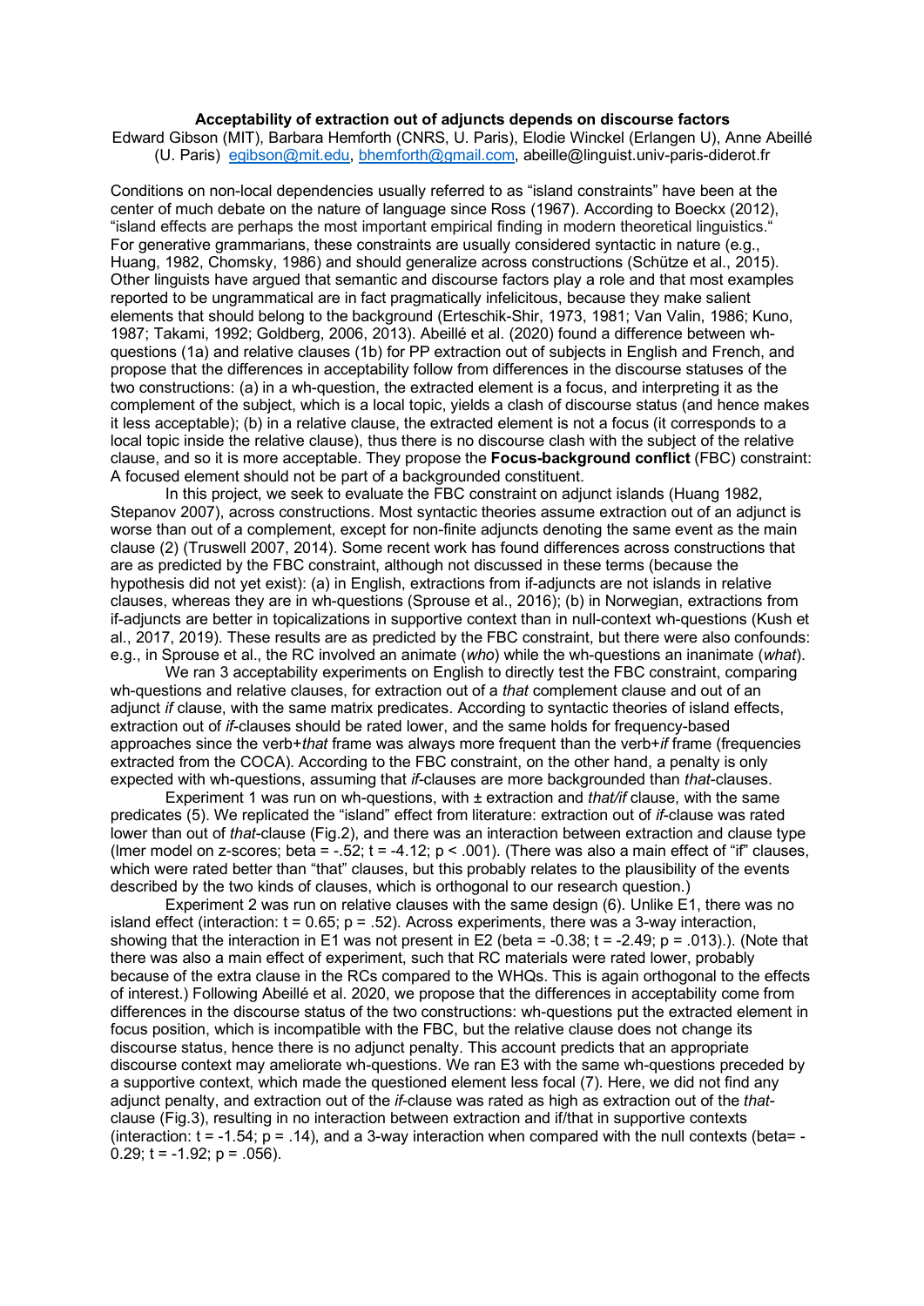**Acceptability of extraction out of adjuncts depends on discourse factors**

Edward Gibson (MIT), Barbara Hemforth (CNRS, U. Paris), Elodie Winckel (Erlangen U), Anne Abeillé (U. Paris) egibson@mit.edu, bhemforth@gmail.com, abeille@linguist.univ-paris-diderot.fr

Conditions on non-local dependencies usually referred to as "island constraints" have been at the center of much debate on the nature of language since Ross (1967). According to Boeckx (2012), "island effects are perhaps the most important empirical finding in modern theoretical linguistics." For generative grammarians, these constraints are usually considered syntactic in nature (e.g., Huang, 1982, Chomsky, 1986) and should generalize across constructions (Schütze et al., 2015). Other linguists have argued that semantic and discourse factors play a role and that most examples reported to be ungrammatical are in fact pragmatically infelicitous, because they make salient elements that should belong to the background (Erteschik-Shir, 1973, 1981; Van Valin, 1986; Kuno, 1987; Takami, 1992; Goldberg, 2006, 2013). Abeillé et al. (2020) found a difference between wh-questions (1a) and relative clauses (1b) for PP extraction out of subjects in English and French, and propose that the differences in acceptability follow from differences in the discourse statuses of the two constructions: (a) in a wh-question, the extracted element is a focus, and interpreting it as the complement of the subject, which is a local topic, yields a clash of discourse status (and hence makes it less acceptable); (b) in a relative clause, the extracted element is not a focus (it corresponds to a local topic inside the relative clause), thus there is no discourse clash with the subject of the relative clause, and so it is more acceptable. They propose the **Focus-background conflict** (FBC) constraint: A focused element should not be part of a backgrounded constituent.

In this project, we seek to evaluate the FBC constraint on adjunct islands (Huang 1982, Stepanov 2007), across constructions. Most syntactic theories assume extraction out of an adjunct is worse than out of a complement, except for non-finite adjuncts denoting the same event as the main clause (2) (Truswell 2007, 2014). Some recent work has found differences across constructions that are as predicted by the FBC constraint, although not discussed in these terms (because the hypothesis did not yet exist): (a) in English, extractions from if-adjuncts are not islands in relative clauses, whereas they are in wh-questions (Sprouse et al., 2016); (b) in Norwegian, extractions from if-adjuncts are better in topicalizations in supportive context than in null-context wh-questions (Kush et al., 2017, 2019). These results are as predicted by the FBC constraint, but there were also confounds: e.g., in Sprouse et al., the RC involved an animate (*who*) while the wh-questions an inanimate (*what*).

We ran 3 acceptability experiments on English to directly test the FBC constraint, comparing wh-questions and relative clauses, for extraction out of a *that* complement clause and out of an adjunct *if* clause, with the same matrix predicates. According to syntactic theories of island effects, extraction out of *if*-clauses should be rated lower, and the same holds for frequency-based approaches since the verb+*that* frame was always more frequent than the verb+*if* frame (frequencies extracted from the COCA). According to the FBC constraint, on the other hand, a penalty is only expected with wh-questions, assuming that *if*-clauses are more backgrounded than *that*-clauses.

Experiment 1 was run on wh-questions, with ± extraction and *that/if* clause, with the same predicates (5). We replicated the "island" effect from literature: extraction out of *if*-clause was rated lower than out of *that*-clause (Fig.2), and there was an interaction between extraction and clause type (lmer model on z-scores; beta = -.52; t = -4.12; $p < .001$). (There was also a main effect of "if" clauses, which were rated better than "that" clauses, but this probably relates to the plausibility of the events described by the two kinds of clauses, which is orthogonal to our research question.)

Experiment 2 was run on relative clauses with the same design (6). Unlike E1, there was no island effect (interaction: t = 0.65; p = .52). Across experiments, there was a 3-way interaction, showing that the interaction in E1 was not present in E2 (beta = -0.38; t = -2.49; p = .013).). (Note that there was also a main effect of experiment, such that RC materials were rated lower, probably because of the extra clause in the RCs compared to the WHQs. This is again orthogonal to the effects of interest.) Following Abeillé et al. 2020, we propose that the differences in acceptability come from differences in the discourse status of the two constructions: wh-questions put the extracted element in focus position, which is incompatible with the FBC, but the relative clause does not change its discourse status, hence there is no adjunct penalty. This account predicts that an appropriate discourse context may ameliorate wh-questions. We ran E3 with the same wh-questions preceded by a supportive context, which made the questioned element less focal (7). Here, we did not find any adjunct penalty, and extraction out of the *if*-clause was rated as high as extraction out of the *that*-clause (Fig.3), resulting in no interaction between extraction and if/that in supportive contexts (interaction: t = -1.54; p = .14), and a 3-way interaction when compared with the null contexts (beta= -0.29; t = -1.92; p = .056).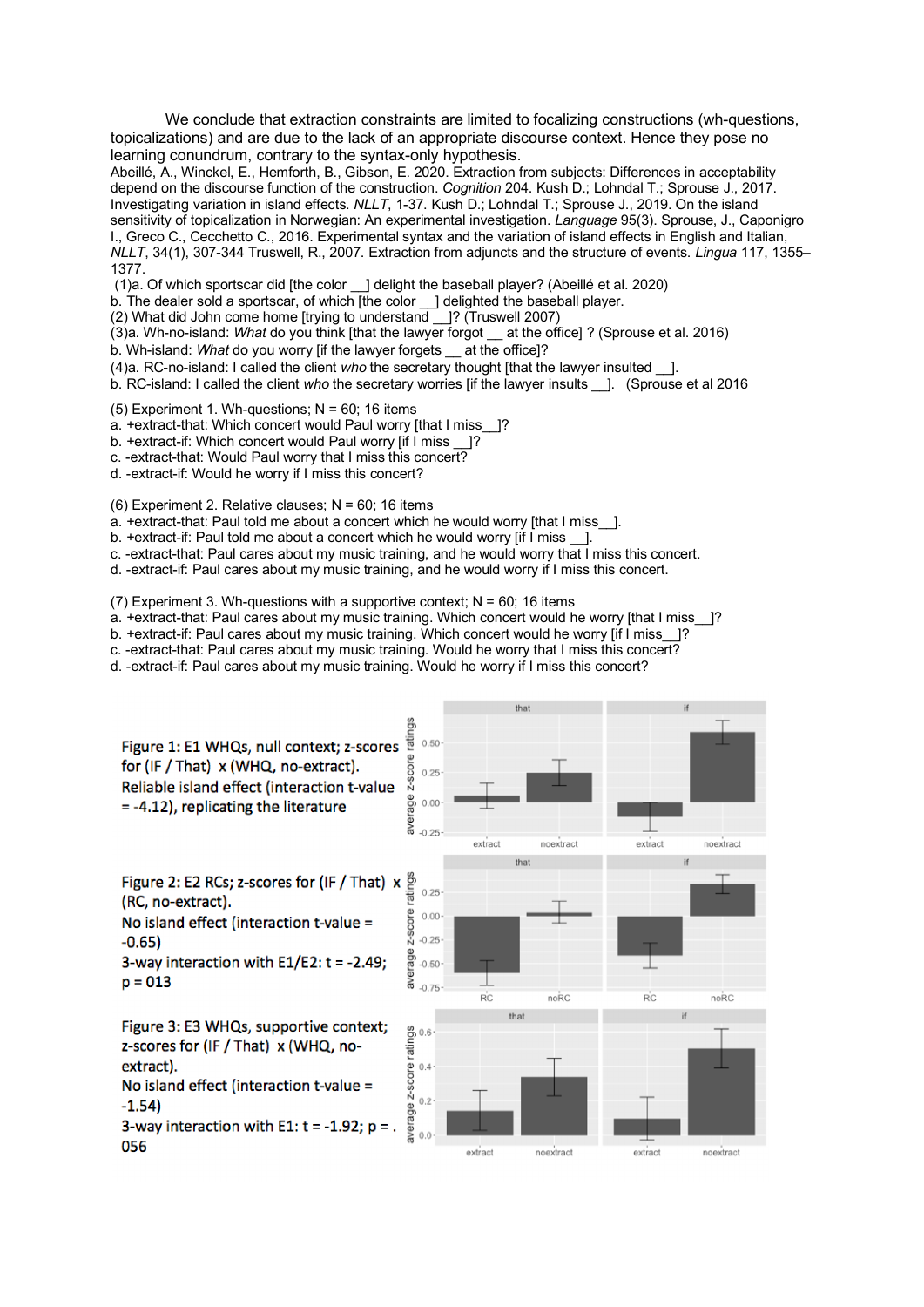We conclude that extraction constraints are limited to focalizing constructions (wh-questions, topicalizations) and are due to the lack of an appropriate discourse context. Hence they pose no learning conundrum, contrary to the syntax-only hypothesis.

Abeillé, A., Winckel, E., Hemforth, B., Gibson, E. 2020. Extraction from subjects: Differences in acceptability depend on the discourse function of the construction. *Cognition* 204. Kush D.; Lohndal T.; Sprouse J., 2017. Investigating variation in island effects. *NLLT*, 1-37. Kush D.; Lohndal T.; Sprouse J., 2019. On the island sensitivity of topicalization in Norwegian: An experimental investigation. *Language* 95(3). Sprouse, J., Caponigro I., Greco C., Cecchetto C., 2016. Experimental syntax and the variation of island effects in English and Italian, *NLLT*, 34(1), 307-344 Truswell, R., 2007. Extraction from adjuncts and the structure of events. *Lingua* 117, 1355–1377.

(1)a. Of which sportscar did [the color __] delight the baseball player? (Abeillé et al. 2020)
b. The dealer sold a sportscar, of which [the color __] delighted the baseball player.
(2) What did John come home [trying to understand __]? (Truswell 2007)
(3)a. Wh-no-island: *What* do you think [that the lawyer forgot __ at the office] ? (Sprouse et al. 2016)
b. Wh-island: *What* do you worry [if the lawyer forgets __ at the office]?
(4)a. RC-no-island: I called the client *who* the secretary thought [that the lawyer insulted __].
b. RC-island: I called the client *who* the secretary worries [if the lawyer insults __]. (Sprouse et al 2016

(5) Experiment 1. Wh-questions; N = 60; 16 items
a. +extract-that: Which concert would Paul worry [that I miss__]?
b. +extract-if: Which concert would Paul worry [if I miss __]?
c. -extract-that: Would Paul worry that I miss this concert?
d. -extract-if: Would he worry if I miss this concert?

(6) Experiment 2. Relative clauses; N = 60; 16 items
a. +extract-that: Paul told me about a concert which he would worry [that I miss__].
b. +extract-if: Paul told me about a concert which he would worry [if I miss __].
c. -extract-that: Paul cares about my music training, and he would worry that I miss this concert.
d. -extract-if: Paul cares about my music training, and he would worry if I miss this concert.

(7) Experiment 3. Wh-questions with a supportive context; N = 60; 16 items
a. +extract-that: Paul cares about my music training. Which concert would he worry [that I miss__]?
b. +extract-if: Paul cares about my music training. Which concert would he worry [if I miss__]?
c. -extract-that: Paul cares about my music training. Would he worry that I miss this concert?
d. -extract-if: Paul cares about my music training. Would he worry if I miss this concert?

Figure 1: E1 WHQs, null context; z-scores for (IF / That) x (WHQ, no-extract). Reliable island effect (interaction t-value = -4.12), replicating the literature

that
if
average z-score ratings
0.50-
0.25-
0.00-
-0.25-
extract
noextract
extract
noextract

Figure 2: E2 RCs; z-scores for (IF / That) x (RC, no-extract).
No island effect (interaction t-value = -0.65)
3-way interaction with E1/E2: t = -2.49; p = 013

that
if
average z-score ratings
0.25-
0.00-
-0.25-
-0.50-
-0.75-
RC
noRC
RC
noRC

Figure 3: E3 WHQs, supportive context; z-scores for (IF / That) x (WHQ, no-extract).
No island effect (interaction t-value = -1.54)
3-way interaction with E1: t = -1.92; p = .056

that
if
average z-score ratings
0.6-
0.4-
0.2-
0.0-
extract
noextract
extract
noextract